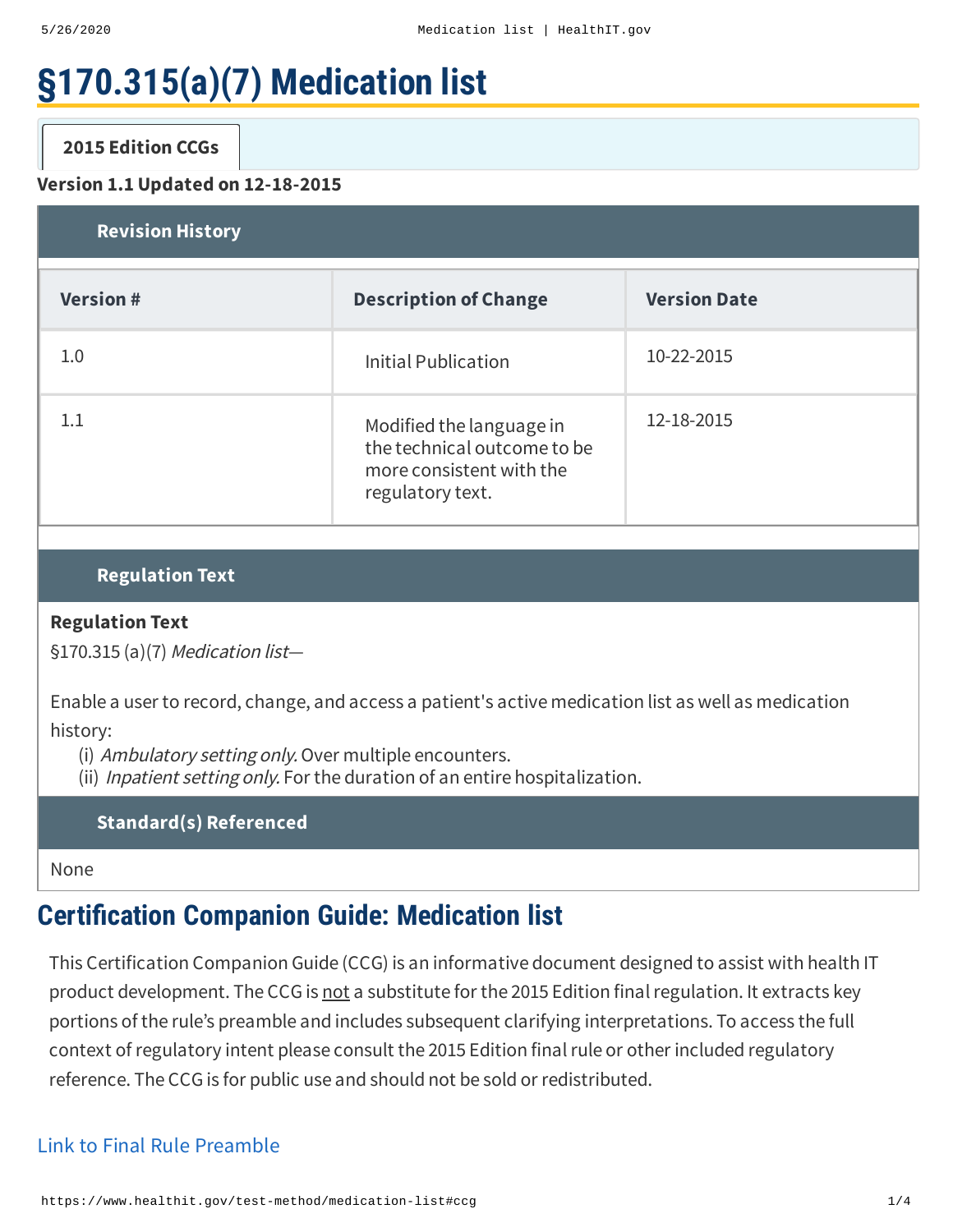# §170.315(a)(7) Medication list

**2015 Edition CCGs**

**Version 1.1 Updated on 12-18-2015**

### Revision History

| Version # | Description of Change | Version Date |
|---|---|---|
| 1.0 | Initial Publication | 10-22-2015 |
| 1.1 | Modified the language in the technical outcome to be more consistent with the regulatory text. | 12-18-2015 |

### Regulation Text

**Regulation Text**

§170.315 (a)(7) *Medication list—*

Enable a user to record, change, and access a patient's active medication list as well as medication history:

(i) *Ambulatory setting only.* Over multiple encounters.
(ii) *Inpatient setting only.* For the duration of an entire hospitalization.

### Standard(s) Referenced

None

## Certification Companion Guide: Medication list

This Certification Companion Guide (CCG) is an informative document designed to assist with health IT product development. The CCG is not a substitute for the 2015 Edition final regulation. It extracts key portions of the rule's preamble and includes subsequent clarifying interpretations. To access the full context of regulatory intent please consult the 2015 Edition final rule or other included regulatory reference. The CCG is for public use and should not be sold or redistributed.

Link to Final Rule Preamble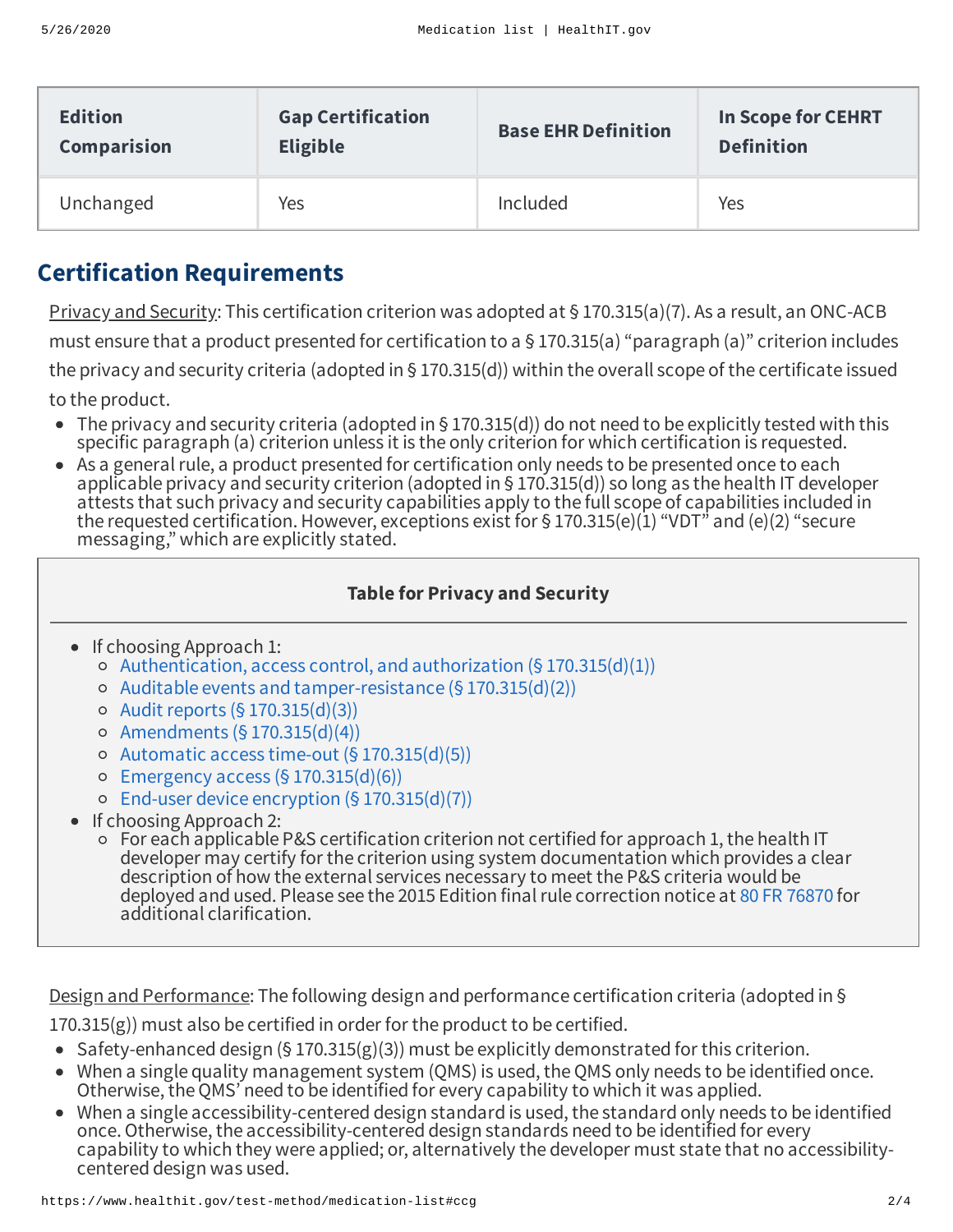| Edition Comparision | Gap Certification Eligible | Base EHR Definition | In Scope for CEHRT Definition |
|---|---|---|---|
| Unchanged | Yes | Included | Yes |

## Certification Requirements

Privacy and Security: This certification criterion was adopted at § 170.315(a)(7). As a result, an ONC-ACB must ensure that a product presented for certification to a § 170.315(a) "paragraph (a)" criterion includes the privacy and security criteria (adopted in § 170.315(d)) within the overall scope of the certificate issued to the product.

- The privacy and security criteria (adopted in § 170.315(d)) do not need to be explicitly tested with this specific paragraph (a) criterion unless it is the only criterion for which certification is requested.
- As a general rule, a product presented for certification only needs to be presented once to each applicable privacy and security criterion (adopted in § 170.315(d)) so long as the health IT developer attests that such privacy and security capabilities apply to the full scope of capabilities included in the requested certification. However, exceptions exist for § 170.315(e)(1) "VDT" and (e)(2) "secure messaging," which are explicitly stated.

**Table for Privacy and Security**

- If choosing Approach 1:
  - Authentication, access control, and authorization (§ 170.315(d)(1))
  - Auditable events and tamper-resistance (§ 170.315(d)(2))
  - Audit reports (§ 170.315(d)(3))
  - Amendments (§ 170.315(d)(4))
  - Automatic access time-out (§ 170.315(d)(5))
  - Emergency access (§ 170.315(d)(6))
  - End-user device encryption (§ 170.315(d)(7))
- If choosing Approach 2:
  - For each applicable P&S certification criterion not certified for approach 1, the health IT developer may certify for the criterion using system documentation which provides a clear description of how the external services necessary to meet the P&S criteria would be deployed and used. Please see the 2015 Edition final rule correction notice at 80 FR 76870 for additional clarification.

Design and Performance: The following design and performance certification criteria (adopted in § 170.315(g)) must also be certified in order for the product to be certified.

- Safety-enhanced design (§ 170.315(g)(3)) must be explicitly demonstrated for this criterion.
- When a single quality management system (QMS) is used, the QMS only needs to be identified once. Otherwise, the QMS' need to be identified for every capability to which it was applied.
- When a single accessibility-centered design standard is used, the standard only needs to be identified once. Otherwise, the accessibility-centered design standards need to be identified for every capability to which they were applied; or, alternatively the developer must state that no accessibility-centered design was used.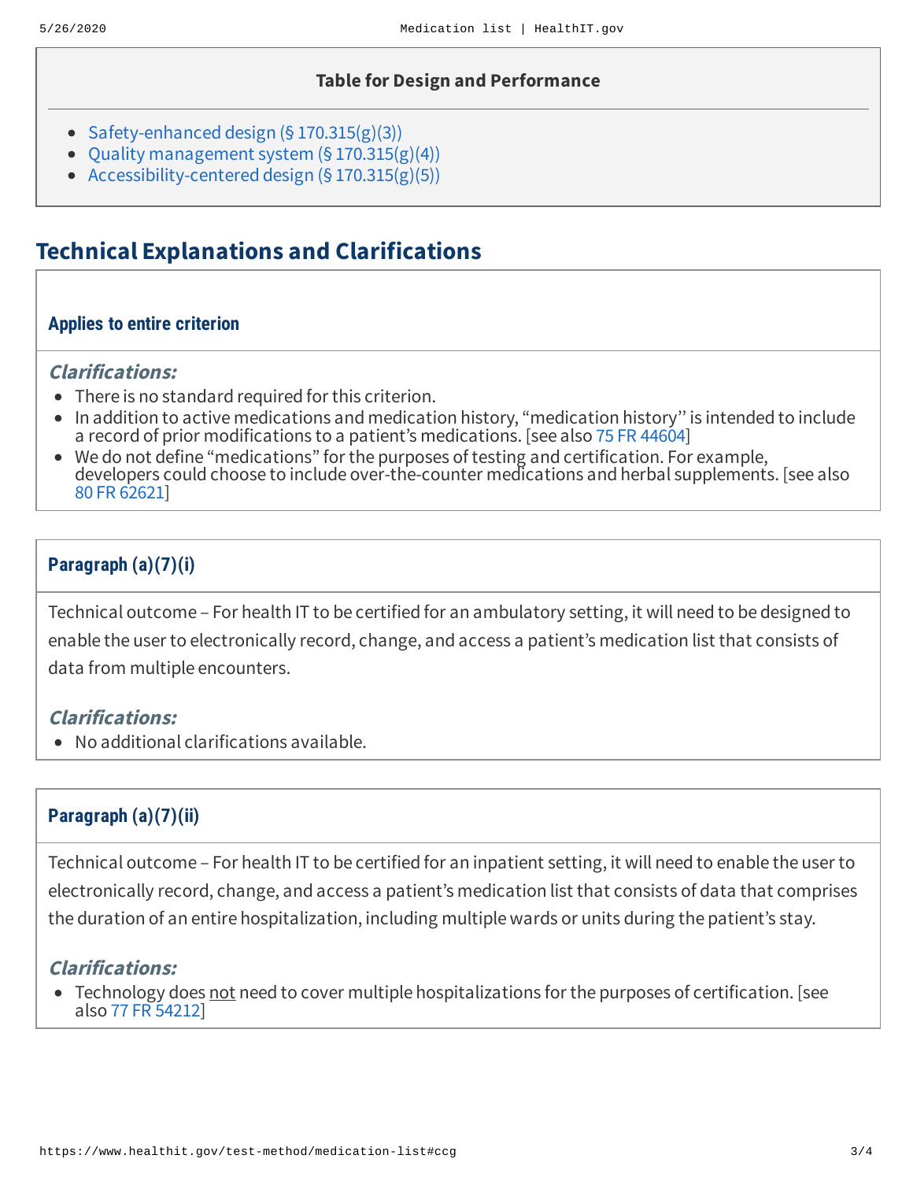**Table for Design and Performance**

- Safety-enhanced design (§ 170.315(g)(3))
- Quality management system (§ 170.315(g)(4))
- Accessibility-centered design (§ 170.315(g)(5))

## Technical Explanations and Clarifications

### Applies to entire criterion

***Clarifications:***

- There is no standard required for this criterion.
- In addition to active medications and medication history, "medication history" is intended to include a record of prior modifications to a patient's medications. [see also 75 FR 44604]
- We do not define "medications" for the purposes of testing and certification. For example, developers could choose to include over-the-counter medications and herbal supplements. [see also 80 FR 62621]

### Paragraph (a)(7)(i)

Technical outcome – For health IT to be certified for an ambulatory setting, it will need to be designed to enable the user to electronically record, change, and access a patient's medication list that consists of data from multiple encounters.

***Clarifications:***

- No additional clarifications available.

### Paragraph (a)(7)(ii)

Technical outcome – For health IT to be certified for an inpatient setting, it will need to enable the user to electronically record, change, and access a patient's medication list that consists of data that comprises the duration of an entire hospitalization, including multiple wards or units during the patient's stay.

***Clarifications:***

- Technology does not need to cover multiple hospitalizations for the purposes of certification. [see also 77 FR 54212]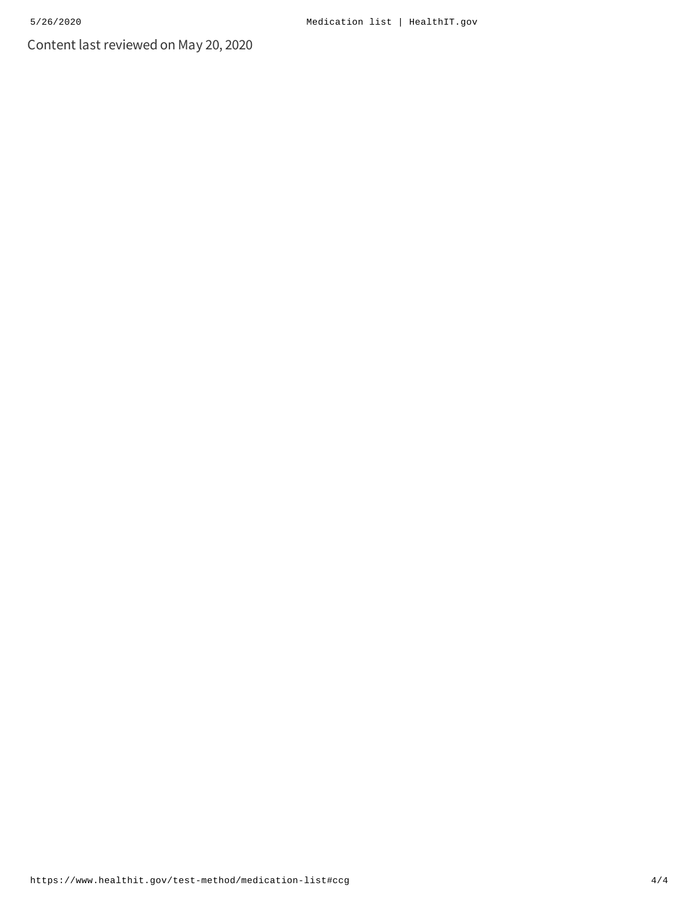Content last reviewed on May 20, 2020